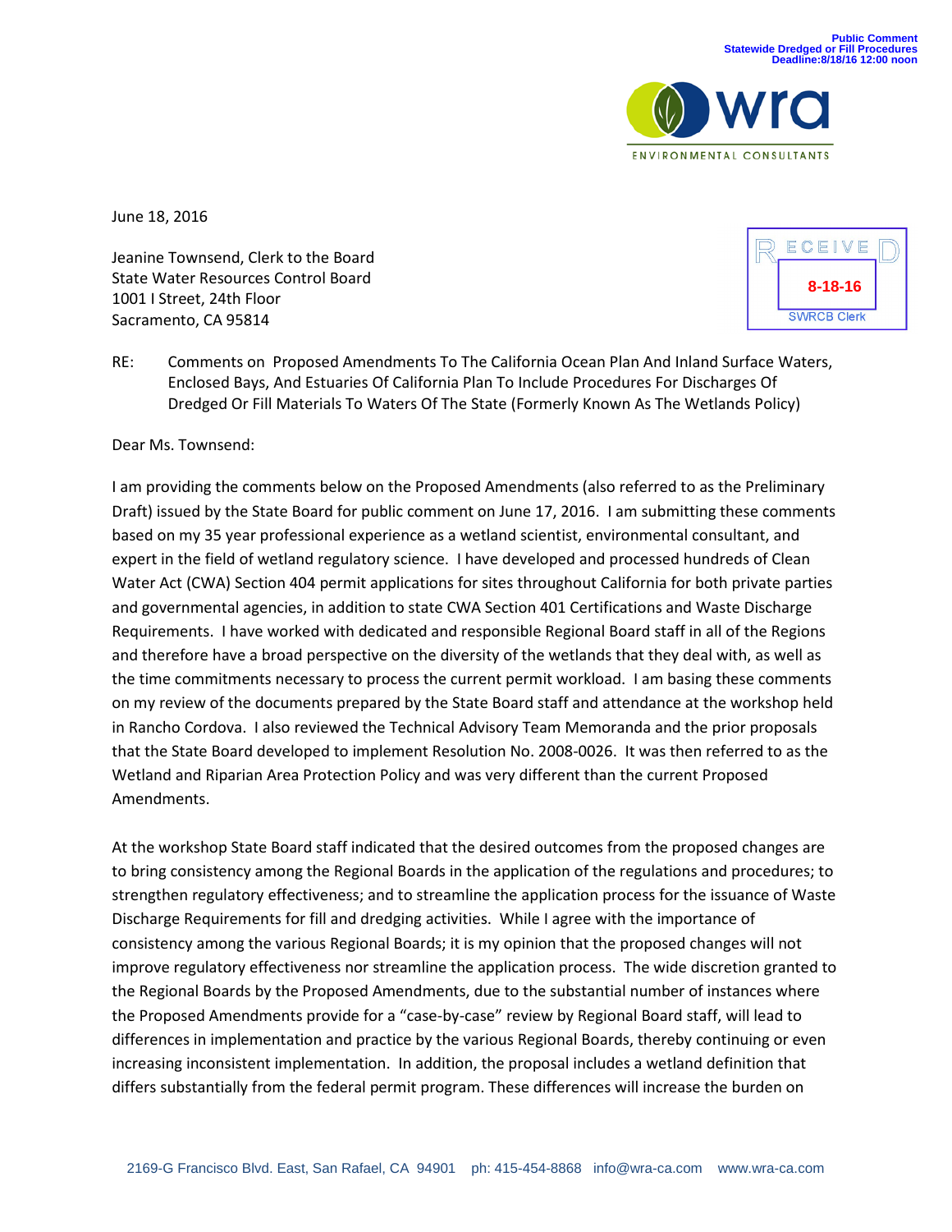Public Comment
Statewide Dredged or Fill Procedures
Deadline:8/18/16 12:00 noon

wra
ENVIRONMENTAL CONSULTANTS

RECEIVED
8-18-16
SWRCB Clerk

June 18, 2016

Jeanine Townsend, Clerk to the Board
State Water Resources Control Board
1001 I Street, 24th Floor
Sacramento, CA 95814

RE: Comments on Proposed Amendments To The California Ocean Plan And Inland Surface Waters, Enclosed Bays, And Estuaries Of California Plan To Include Procedures For Discharges Of Dredged Or Fill Materials To Waters Of The State (Formerly Known As The Wetlands Policy)

Dear Ms. Townsend:

I am providing the comments below on the Proposed Amendments (also referred to as the Preliminary Draft) issued by the State Board for public comment on June 17, 2016. I am submitting these comments based on my 35 year professional experience as a wetland scientist, environmental consultant, and expert in the field of wetland regulatory science. I have developed and processed hundreds of Clean Water Act (CWA) Section 404 permit applications for sites throughout California for both private parties and governmental agencies, in addition to state CWA Section 401 Certifications and Waste Discharge Requirements. I have worked with dedicated and responsible Regional Board staff in all of the Regions and therefore have a broad perspective on the diversity of the wetlands that they deal with, as well as the time commitments necessary to process the current permit workload. I am basing these comments on my review of the documents prepared by the State Board staff and attendance at the workshop held in Rancho Cordova. I also reviewed the Technical Advisory Team Memoranda and the prior proposals that the State Board developed to implement Resolution No. 2008-0026. It was then referred to as the Wetland and Riparian Area Protection Policy and was very different than the current Proposed Amendments.

At the workshop State Board staff indicated that the desired outcomes from the proposed changes are to bring consistency among the Regional Boards in the application of the regulations and procedures; to strengthen regulatory effectiveness; and to streamline the application process for the issuance of Waste Discharge Requirements for fill and dredging activities. While I agree with the importance of consistency among the various Regional Boards; it is my opinion that the proposed changes will not improve regulatory effectiveness nor streamline the application process. The wide discretion granted to the Regional Boards by the Proposed Amendments, due to the substantial number of instances where the Proposed Amendments provide for a "case-by-case" review by Regional Board staff, will lead to differences in implementation and practice by the various Regional Boards, thereby continuing or even increasing inconsistent implementation. In addition, the proposal includes a wetland definition that differs substantially from the federal permit program. These differences will increase the burden on

2169-G Francisco Blvd. East, San Rafael, CA 94901 ph: 415-454-8868 info@wra-ca.com www.wra-ca.com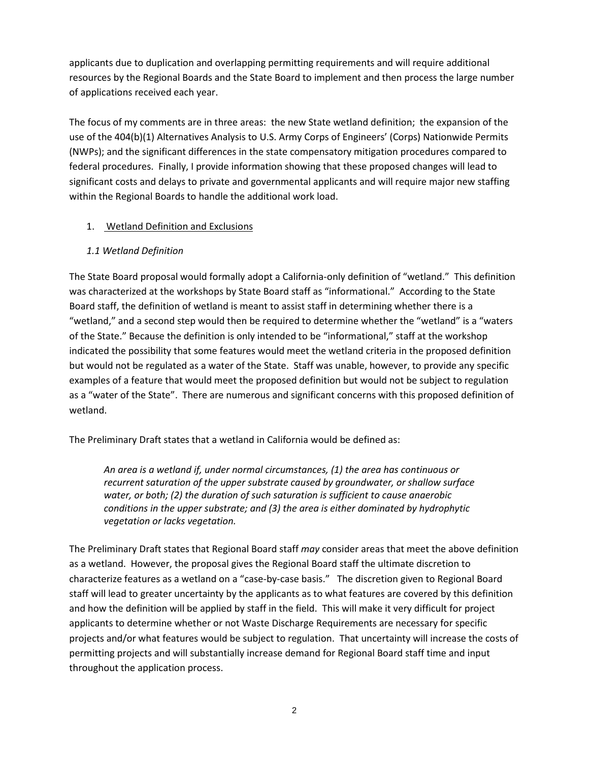applicants due to duplication and overlapping permitting requirements and will require additional resources by the Regional Boards and the State Board to implement and then process the large number of applications received each year.

The focus of my comments are in three areas: the new State wetland definition; the expansion of the use of the 404(b)(1) Alternatives Analysis to U.S. Army Corps of Engineers' (Corps) Nationwide Permits (NWPs); and the significant differences in the state compensatory mitigation procedures compared to federal procedures. Finally, I provide information showing that these proposed changes will lead to significant costs and delays to private and governmental applicants and will require major new staffing within the Regional Boards to handle the additional work load.

1. <u>Wetland Definition and Exclusions</u>

### *1.1 Wetland Definition*

The State Board proposal would formally adopt a California-only definition of "wetland." This definition was characterized at the workshops by State Board staff as "informational." According to the State Board staff, the definition of wetland is meant to assist staff in determining whether there is a "wetland," and a second step would then be required to determine whether the "wetland" is a "waters of the State." Because the definition is only intended to be "informational," staff at the workshop indicated the possibility that some features would meet the wetland criteria in the proposed definition but would not be regulated as a water of the State. Staff was unable, however, to provide any specific examples of a feature that would meet the proposed definition but would not be subject to regulation as a "water of the State". There are numerous and significant concerns with this proposed definition of wetland.

The Preliminary Draft states that a wetland in California would be defined as:

> *An area is a wetland if, under normal circumstances, (1) the area has continuous or recurrent saturation of the upper substrate caused by groundwater, or shallow surface water, or both; (2) the duration of such saturation is sufficient to cause anaerobic conditions in the upper substrate; and (3) the area is either dominated by hydrophytic vegetation or lacks vegetation.*

The Preliminary Draft states that Regional Board staff *may* consider areas that meet the above definition as a wetland. However, the proposal gives the Regional Board staff the ultimate discretion to characterize features as a wetland on a "case-by-case basis." The discretion given to Regional Board staff will lead to greater uncertainty by the applicants as to what features are covered by this definition and how the definition will be applied by staff in the field. This will make it very difficult for project applicants to determine whether or not Waste Discharge Requirements are necessary for specific projects and/or what features would be subject to regulation. That uncertainty will increase the costs of permitting projects and will substantially increase demand for Regional Board staff time and input throughout the application process.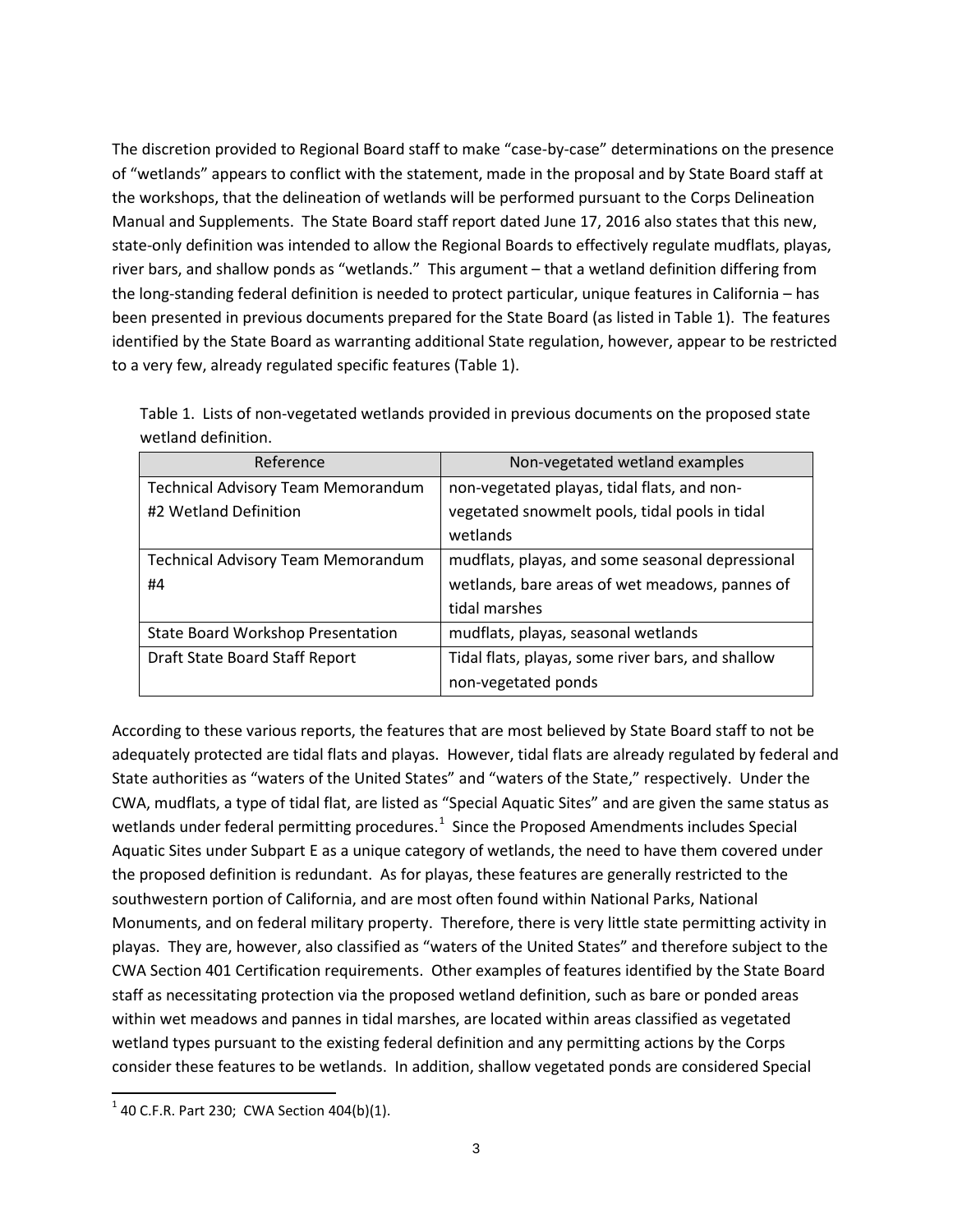The discretion provided to Regional Board staff to make "case-by-case" determinations on the presence of "wetlands" appears to conflict with the statement, made in the proposal and by State Board staff at the workshops, that the delineation of wetlands will be performed pursuant to the Corps Delineation Manual and Supplements. The State Board staff report dated June 17, 2016 also states that this new, state-only definition was intended to allow the Regional Boards to effectively regulate mudflats, playas, river bars, and shallow ponds as "wetlands." This argument – that a wetland definition differing from the long-standing federal definition is needed to protect particular, unique features in California – has been presented in previous documents prepared for the State Board (as listed in Table 1). The features identified by the State Board as warranting additional State regulation, however, appear to be restricted to a very few, already regulated specific features (Table 1).

Table 1. Lists of non-vegetated wetlands provided in previous documents on the proposed state wetland definition.

| Reference | Non-vegetated wetland examples |
|---|---|
| Technical Advisory Team Memorandum #2 Wetland Definition | non-vegetated playas, tidal flats, and non-vegetated snowmelt pools, tidal pools in tidal wetlands |
| Technical Advisory Team Memorandum #4 | mudflats, playas, and some seasonal depressional wetlands, bare areas of wet meadows, pannes of tidal marshes |
| State Board Workshop Presentation | mudflats, playas, seasonal wetlands |
| Draft State Board Staff Report | Tidal flats, playas, some river bars, and shallow non-vegetated ponds |

According to these various reports, the features that are most believed by State Board staff to not be adequately protected are tidal flats and playas. However, tidal flats are already regulated by federal and State authorities as "waters of the United States" and "waters of the State," respectively. Under the CWA, mudflats, a type of tidal flat, are listed as "Special Aquatic Sites" and are given the same status as wetlands under federal permitting procedures.[1] Since the Proposed Amendments includes Special Aquatic Sites under Subpart E as a unique category of wetlands, the need to have them covered under the proposed definition is redundant. As for playas, these features are generally restricted to the southwestern portion of California, and are most often found within National Parks, National Monuments, and on federal military property. Therefore, there is very little state permitting activity in playas. They are, however, also classified as "waters of the United States" and therefore subject to the CWA Section 401 Certification requirements. Other examples of features identified by the State Board staff as necessitating protection via the proposed wetland definition, such as bare or ponded areas within wet meadows and pannes in tidal marshes, are located within areas classified as vegetated wetland types pursuant to the existing federal definition and any permitting actions by the Corps consider these features to be wetlands. In addition, shallow vegetated ponds are considered Special

[1] 40 C.F.R. Part 230; CWA Section 404(b)(1).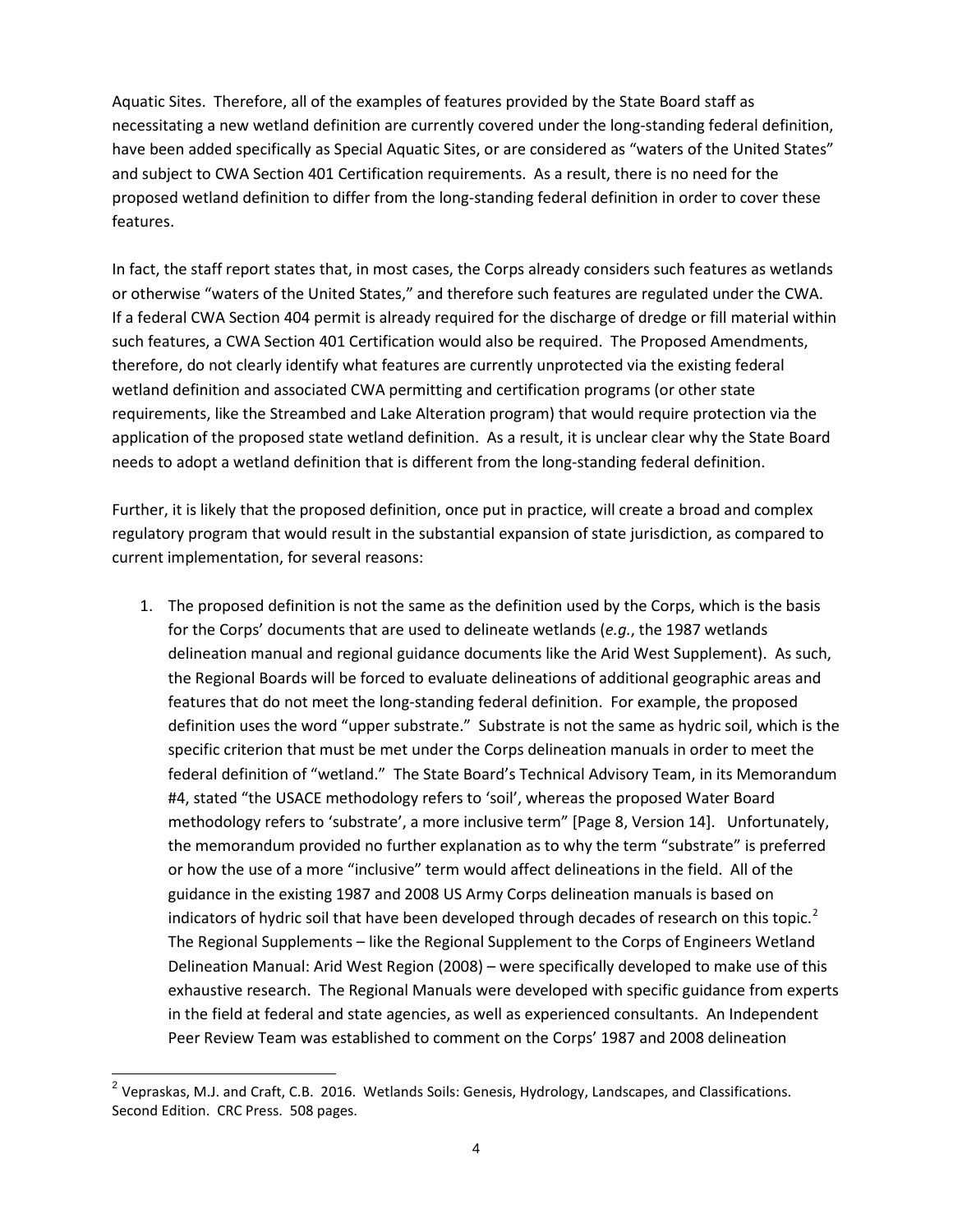Aquatic Sites. Therefore, all of the examples of features provided by the State Board staff as necessitating a new wetland definition are currently covered under the long-standing federal definition, have been added specifically as Special Aquatic Sites, or are considered as "waters of the United States" and subject to CWA Section 401 Certification requirements. As a result, there is no need for the proposed wetland definition to differ from the long-standing federal definition in order to cover these features.

In fact, the staff report states that, in most cases, the Corps already considers such features as wetlands or otherwise "waters of the United States," and therefore such features are regulated under the CWA. If a federal CWA Section 404 permit is already required for the discharge of dredge or fill material within such features, a CWA Section 401 Certification would also be required. The Proposed Amendments, therefore, do not clearly identify what features are currently unprotected via the existing federal wetland definition and associated CWA permitting and certification programs (or other state requirements, like the Streambed and Lake Alteration program) that would require protection via the application of the proposed state wetland definition. As a result, it is unclear clear why the State Board needs to adopt a wetland definition that is different from the long-standing federal definition.

Further, it is likely that the proposed definition, once put in practice, will create a broad and complex regulatory program that would result in the substantial expansion of state jurisdiction, as compared to current implementation, for several reasons:

1. The proposed definition is not the same as the definition used by the Corps, which is the basis for the Corps' documents that are used to delineate wetlands (*e.g.*, the 1987 wetlands delineation manual and regional guidance documents like the Arid West Supplement). As such, the Regional Boards will be forced to evaluate delineations of additional geographic areas and features that do not meet the long-standing federal definition. For example, the proposed definition uses the word "upper substrate." Substrate is not the same as hydric soil, which is the specific criterion that must be met under the Corps delineation manuals in order to meet the federal definition of "wetland." The State Board's Technical Advisory Team, in its Memorandum #4, stated "the USACE methodology refers to 'soil', whereas the proposed Water Board methodology refers to 'substrate', a more inclusive term" [Page 8, Version 14]. Unfortunately, the memorandum provided no further explanation as to why the term "substrate" is preferred or how the use of a more "inclusive" term would affect delineations in the field. All of the guidance in the existing 1987 and 2008 US Army Corps delineation manuals is based on indicators of hydric soil that have been developed through decades of research on this topic.[2] The Regional Supplements – like the Regional Supplement to the Corps of Engineers Wetland Delineation Manual: Arid West Region (2008) – were specifically developed to make use of this exhaustive research. The Regional Manuals were developed with specific guidance from experts in the field at federal and state agencies, as well as experienced consultants. An Independent Peer Review Team was established to comment on the Corps' 1987 and 2008 delineation

---

[2] Vepraskas, M.J. and Craft, C.B. 2016. Wetlands Soils: Genesis, Hydrology, Landscapes, and Classifications. Second Edition. CRC Press. 508 pages.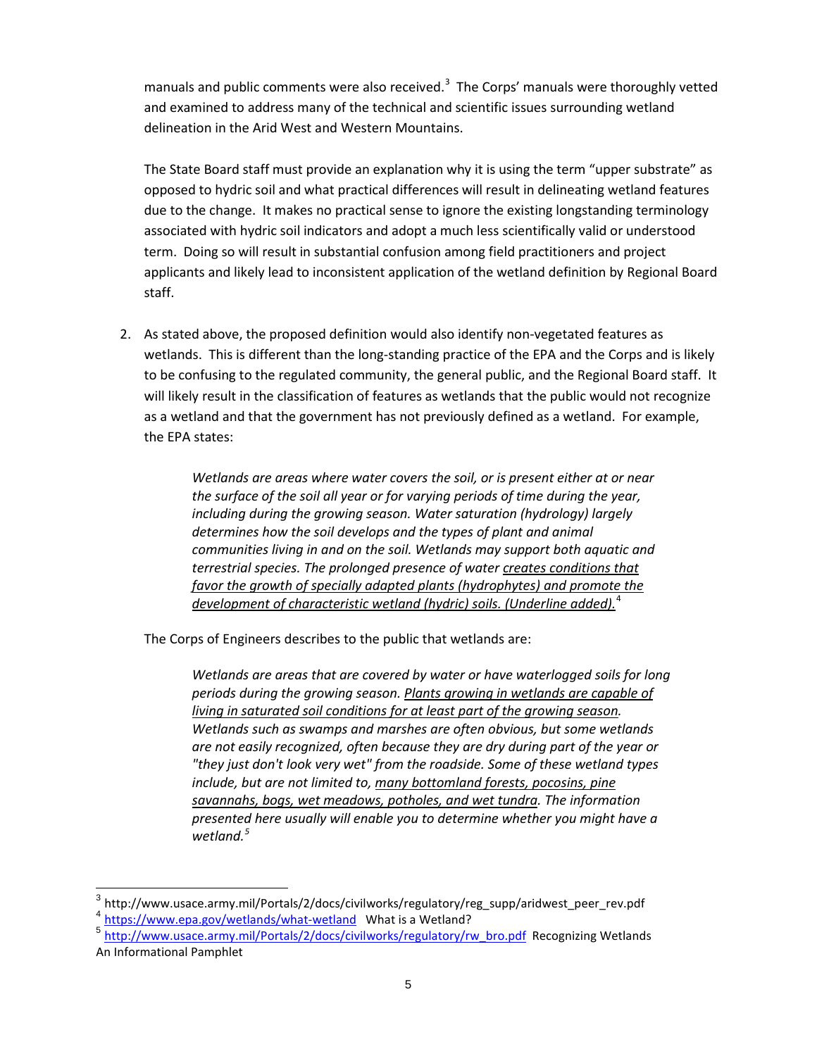manuals and public comments were also received.[3] The Corps' manuals were thoroughly vetted and examined to address many of the technical and scientific issues surrounding wetland delineation in the Arid West and Western Mountains.

The State Board staff must provide an explanation why it is using the term "upper substrate" as opposed to hydric soil and what practical differences will result in delineating wetland features due to the change. It makes no practical sense to ignore the existing longstanding terminology associated with hydric soil indicators and adopt a much less scientifically valid or understood term. Doing so will result in substantial confusion among field practitioners and project applicants and likely lead to inconsistent application of the wetland definition by Regional Board staff.

2. As stated above, the proposed definition would also identify non-vegetated features as wetlands. This is different than the long-standing practice of the EPA and the Corps and is likely to be confusing to the regulated community, the general public, and the Regional Board staff. It will likely result in the classification of features as wetlands that the public would not recognize as a wetland and that the government has not previously defined as a wetland. For example, the EPA states:

> *Wetlands are areas where water covers the soil, or is present either at or near the surface of the soil all year or for varying periods of time during the year, including during the growing season. Water saturation (hydrology) largely determines how the soil develops and the types of plant and animal communities living in and on the soil. Wetlands may support both aquatic and terrestrial species. The prolonged presence of water <u>creates conditions that favor the growth of specially adapted plants (hydrophytes) and promote the development of characteristic wetland (hydric) soils. (Underline added).</u>*[4]

The Corps of Engineers describes to the public that wetlands are:

> *Wetlands are areas that are covered by water or have waterlogged soils for long periods during the growing season. <u>Plants growing in wetlands are capable of living in saturated soil conditions for at least part of the growing season</u>. Wetlands such as swamps and marshes are often obvious, but some wetlands are not easily recognized, often because they are dry during part of the year or "they just don't look very wet" from the roadside. Some of these wetland types include, but are not limited to, <u>many bottomland forests, pocosins, pine savannahs, bogs, wet meadows, potholes, and wet tundra</u>. The information presented here usually will enable you to determine whether you might have a wetland.*[5]

---

[3] http://www.usace.army.mil/Portals/2/docs/civilworks/regulatory/reg_supp/aridwest_peer_rev.pdf

[4] https://www.epa.gov/wetlands/what-wetland What is a Wetland?

[5] http://www.usace.army.mil/Portals/2/docs/civilworks/regulatory/rw_bro.pdf Recognizing Wetlands An Informational Pamphlet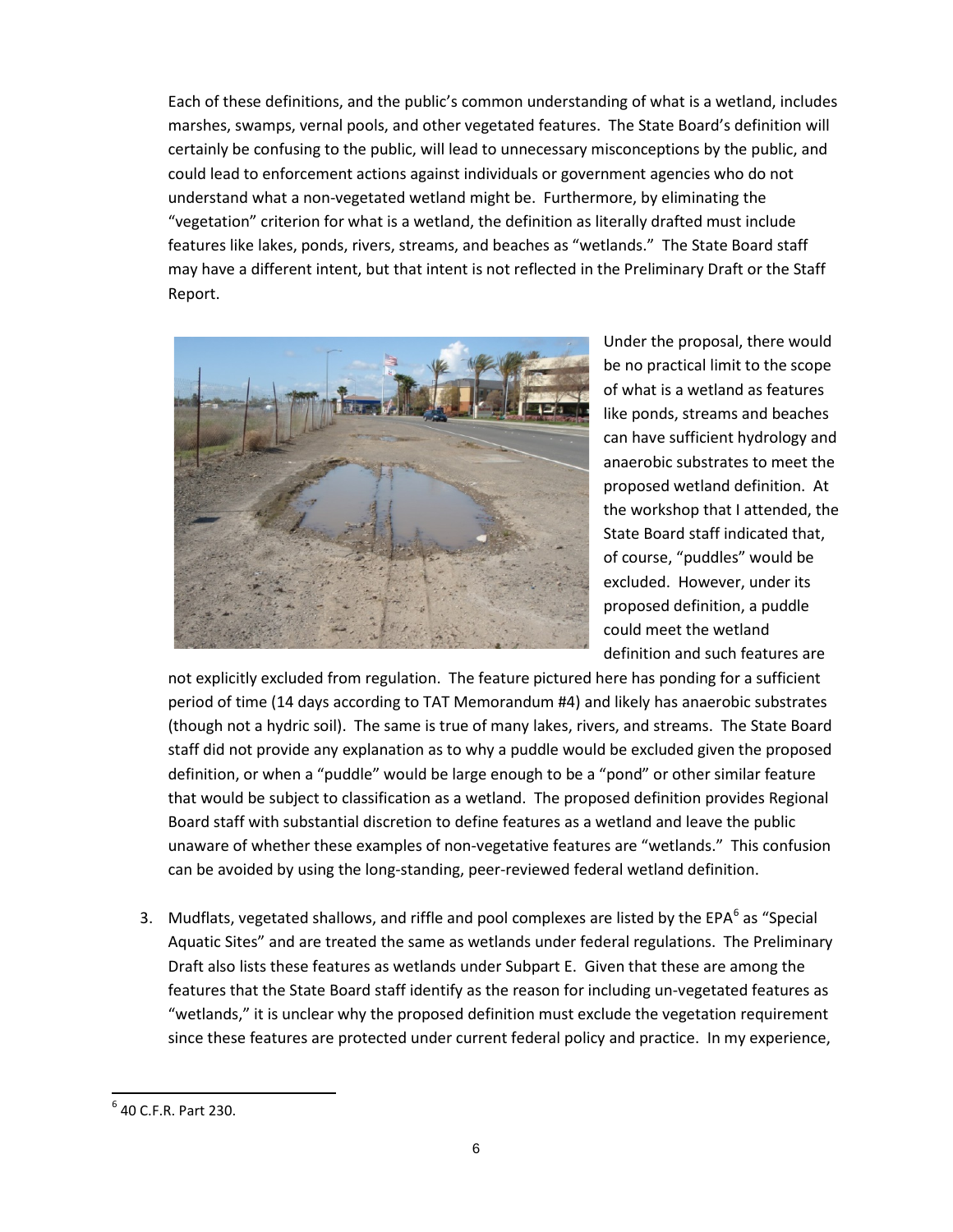Each of these definitions, and the public's common understanding of what is a wetland, includes marshes, swamps, vernal pools, and other vegetated features. The State Board's definition will certainly be confusing to the public, will lead to unnecessary misconceptions by the public, and could lead to enforcement actions against individuals or government agencies who do not understand what a non-vegetated wetland might be. Furthermore, by eliminating the "vegetation" criterion for what is a wetland, the definition as literally drafted must include features like lakes, ponds, rivers, streams, and beaches as "wetlands." The State Board staff may have a different intent, but that intent is not reflected in the Preliminary Draft or the Staff Report.

Under the proposal, there would be no practical limit to the scope of what is a wetland as features like ponds, streams and beaches can have sufficient hydrology and anaerobic substrates to meet the proposed wetland definition. At the workshop that I attended, the State Board staff indicated that, of course, "puddles" would be excluded. However, under its proposed definition, a puddle could meet the wetland definition and such features are not explicitly excluded from regulation. The feature pictured here has ponding for a sufficient period of time (14 days according to TAT Memorandum #4) and likely has anaerobic substrates (though not a hydric soil). The same is true of many lakes, rivers, and streams. The State Board staff did not provide any explanation as to why a puddle would be excluded given the proposed definition, or when a "puddle" would be large enough to be a "pond" or other similar feature that would be subject to classification as a wetland. The proposed definition provides Regional Board staff with substantial discretion to define features as a wetland and leave the public unaware of whether these examples of non-vegetative features are "wetlands." This confusion can be avoided by using the long-standing, peer-reviewed federal wetland definition.

3. Mudflats, vegetated shallows, and riffle and pool complexes are listed by the EPA[6] as "Special Aquatic Sites" and are treated the same as wetlands under federal regulations. The Preliminary Draft also lists these features as wetlands under Subpart E. Given that these are among the features that the State Board staff identify as the reason for including un-vegetated features as "wetlands," it is unclear why the proposed definition must exclude the vegetation requirement since these features are protected under current federal policy and practice. In my experience,

[6] 40 C.F.R. Part 230.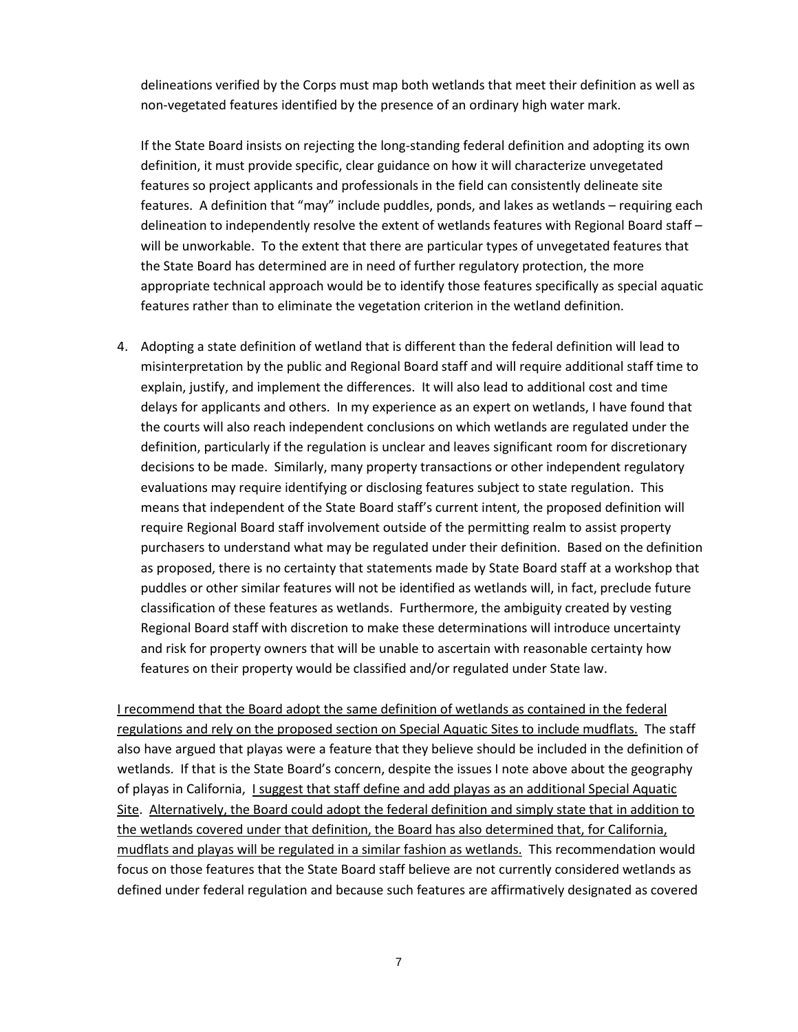delineations verified by the Corps must map both wetlands that meet their definition as well as non-vegetated features identified by the presence of an ordinary high water mark.

If the State Board insists on rejecting the long-standing federal definition and adopting its own definition, it must provide specific, clear guidance on how it will characterize unvegetated features so project applicants and professionals in the field can consistently delineate site features. A definition that "may" include puddles, ponds, and lakes as wetlands – requiring each delineation to independently resolve the extent of wetlands features with Regional Board staff – will be unworkable. To the extent that there are particular types of unvegetated features that the State Board has determined are in need of further regulatory protection, the more appropriate technical approach would be to identify those features specifically as special aquatic features rather than to eliminate the vegetation criterion in the wetland definition.

4. Adopting a state definition of wetland that is different than the federal definition will lead to misinterpretation by the public and Regional Board staff and will require additional staff time to explain, justify, and implement the differences. It will also lead to additional cost and time delays for applicants and others. In my experience as an expert on wetlands, I have found that the courts will also reach independent conclusions on which wetlands are regulated under the definition, particularly if the regulation is unclear and leaves significant room for discretionary decisions to be made. Similarly, many property transactions or other independent regulatory evaluations may require identifying or disclosing features subject to state regulation. This means that independent of the State Board staff's current intent, the proposed definition will require Regional Board staff involvement outside of the permitting realm to assist property purchasers to understand what may be regulated under their definition. Based on the definition as proposed, there is no certainty that statements made by State Board staff at a workshop that puddles or other similar features will not be identified as wetlands will, in fact, preclude future classification of these features as wetlands. Furthermore, the ambiguity created by vesting Regional Board staff with discretion to make these determinations will introduce uncertainty and risk for property owners that will be unable to ascertain with reasonable certainty how features on their property would be classified and/or regulated under State law.

<u>I recommend that the Board adopt the same definition of wetlands as contained in the federal regulations and rely on the proposed section on Special Aquatic Sites to include mudflats.</u> The staff also have argued that playas were a feature that they believe should be included in the definition of wetlands. If that is the State Board's concern, despite the issues I note above about the geography of playas in California, <u>I suggest that staff define and add playas as an additional Special Aquatic Site</u>. <u>Alternatively, the Board could adopt the federal definition and simply state that in addition to the wetlands covered under that definition, the Board has also determined that, for California, mudflats and playas will be regulated in a similar fashion as wetlands.</u> This recommendation would focus on those features that the State Board staff believe are not currently considered wetlands as defined under federal regulation and because such features are affirmatively designated as covered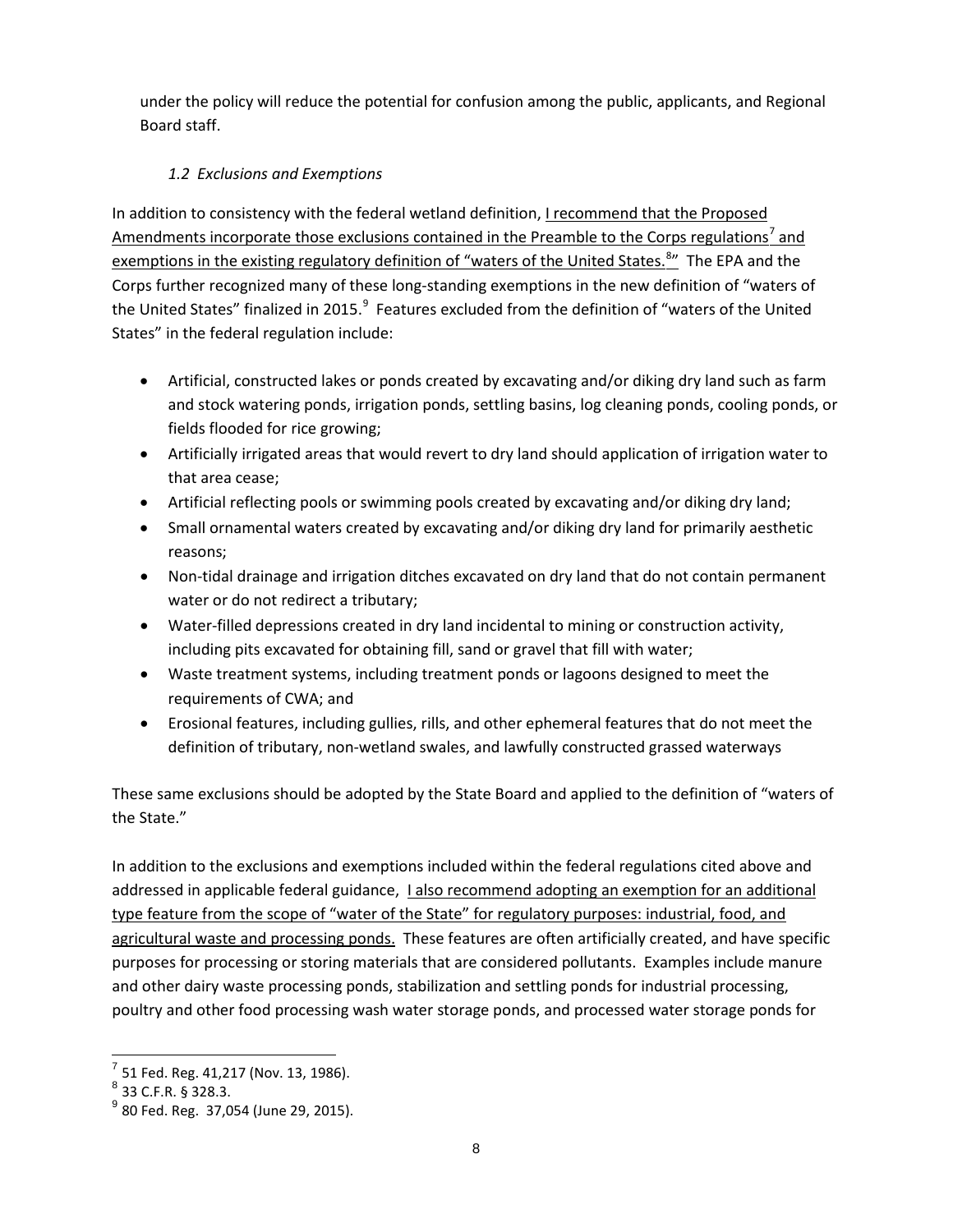under the policy will reduce the potential for confusion among the public, applicants, and Regional Board staff.

### *1.2 Exclusions and Exemptions*

In addition to consistency with the federal wetland definition, I recommend that the Proposed Amendments incorporate those exclusions contained in the Preamble to the Corps regulations[7] and exemptions in the existing regulatory definition of "waters of the United States.[8]" The EPA and the Corps further recognized many of these long-standing exemptions in the new definition of "waters of the United States" finalized in 2015.[9] Features excluded from the definition of "waters of the United States" in the federal regulation include:

- Artificial, constructed lakes or ponds created by excavating and/or diking dry land such as farm and stock watering ponds, irrigation ponds, settling basins, log cleaning ponds, cooling ponds, or fields flooded for rice growing;
- Artificially irrigated areas that would revert to dry land should application of irrigation water to that area cease;
- Artificial reflecting pools or swimming pools created by excavating and/or diking dry land;
- Small ornamental waters created by excavating and/or diking dry land for primarily aesthetic reasons;
- Non-tidal drainage and irrigation ditches excavated on dry land that do not contain permanent water or do not redirect a tributary;
- Water-filled depressions created in dry land incidental to mining or construction activity, including pits excavated for obtaining fill, sand or gravel that fill with water;
- Waste treatment systems, including treatment ponds or lagoons designed to meet the requirements of CWA; and
- Erosional features, including gullies, rills, and other ephemeral features that do not meet the definition of tributary, non-wetland swales, and lawfully constructed grassed waterways

These same exclusions should be adopted by the State Board and applied to the definition of "waters of the State."

In addition to the exclusions and exemptions included within the federal regulations cited above and addressed in applicable federal guidance, I also recommend adopting an exemption for an additional type feature from the scope of "water of the State" for regulatory purposes: industrial, food, and agricultural waste and processing ponds. These features are often artificially created, and have specific purposes for processing or storing materials that are considered pollutants. Examples include manure and other dairy waste processing ponds, stabilization and settling ponds for industrial processing, poultry and other food processing wash water storage ponds, and processed water storage ponds for

---

[7] 51 Fed. Reg. 41,217 (Nov. 13, 1986).

[8] 33 C.F.R. § 328.3.

[9] 80 Fed. Reg. 37,054 (June 29, 2015).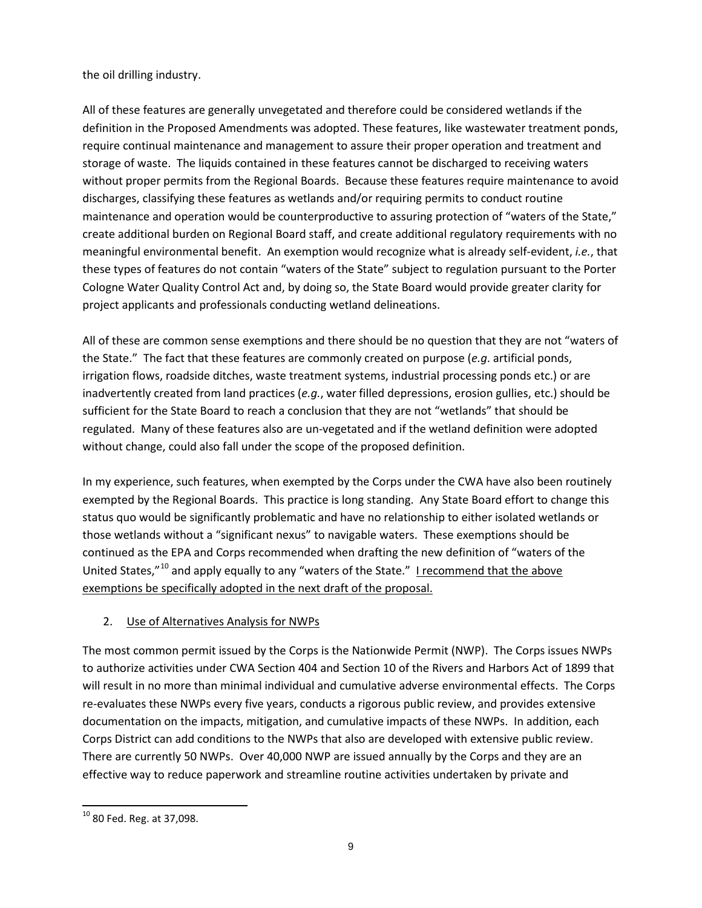the oil drilling industry.

All of these features are generally unvegetated and therefore could be considered wetlands if the definition in the Proposed Amendments was adopted. These features, like wastewater treatment ponds, require continual maintenance and management to assure their proper operation and treatment and storage of waste. The liquids contained in these features cannot be discharged to receiving waters without proper permits from the Regional Boards. Because these features require maintenance to avoid discharges, classifying these features as wetlands and/or requiring permits to conduct routine maintenance and operation would be counterproductive to assuring protection of "waters of the State," create additional burden on Regional Board staff, and create additional regulatory requirements with no meaningful environmental benefit. An exemption would recognize what is already self-evident, *i.e.*, that these types of features do not contain "waters of the State" subject to regulation pursuant to the Porter Cologne Water Quality Control Act and, by doing so, the State Board would provide greater clarity for project applicants and professionals conducting wetland delineations.

All of these are common sense exemptions and there should be no question that they are not "waters of the State." The fact that these features are commonly created on purpose (*e.g*. artificial ponds, irrigation flows, roadside ditches, waste treatment systems, industrial processing ponds etc.) or are inadvertently created from land practices (*e.g.*, water filled depressions, erosion gullies, etc.) should be sufficient for the State Board to reach a conclusion that they are not "wetlands" that should be regulated. Many of these features also are un-vegetated and if the wetland definition were adopted without change, could also fall under the scope of the proposed definition.

In my experience, such features, when exempted by the Corps under the CWA have also been routinely exempted by the Regional Boards. This practice is long standing. Any State Board effort to change this status quo would be significantly problematic and have no relationship to either isolated wetlands or those wetlands without a "significant nexus" to navigable waters. These exemptions should be continued as the EPA and Corps recommended when drafting the new definition of "waters of the United States,"[10] and apply equally to any "waters of the State." <u>I recommend that the above exemptions be specifically adopted in the next draft of the proposal.</u>

2. <u>Use of Alternatives Analysis for NWPs</u>

The most common permit issued by the Corps is the Nationwide Permit (NWP). The Corps issues NWPs to authorize activities under CWA Section 404 and Section 10 of the Rivers and Harbors Act of 1899 that will result in no more than minimal individual and cumulative adverse environmental effects. The Corps re-evaluates these NWPs every five years, conducts a rigorous public review, and provides extensive documentation on the impacts, mitigation, and cumulative impacts of these NWPs. In addition, each Corps District can add conditions to the NWPs that also are developed with extensive public review. There are currently 50 NWPs. Over 40,000 NWP are issued annually by the Corps and they are an effective way to reduce paperwork and streamline routine activities undertaken by private and

[10] 80 Fed. Reg. at 37,098.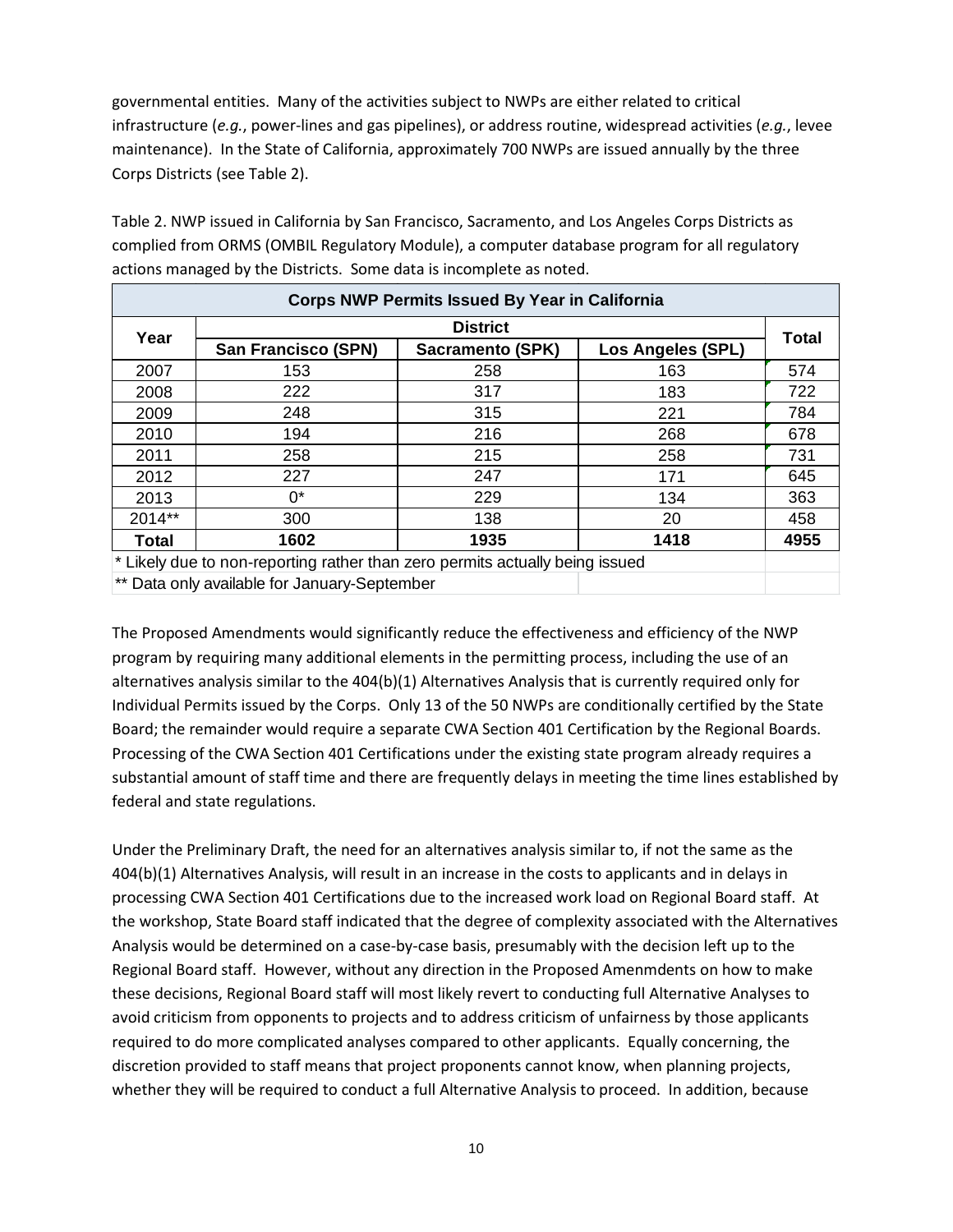governmental entities. Many of the activities subject to NWPs are either related to critical infrastructure (*e.g.*, power-lines and gas pipelines), or address routine, widespread activities (*e.g.*, levee maintenance). In the State of California, approximately 700 NWPs are issued annually by the three Corps Districts (see Table 2).

Table 2. NWP issued in California by San Francisco, Sacramento, and Los Angeles Corps Districts as complied from ORMS (OMBIL Regulatory Module), a computer database program for all regulatory actions managed by the Districts. Some data is incomplete as noted.

| Corps NWP Permits Issued By Year in California | | | | |
|---|---|---|---|---|
| **Year** | **District** | | | **Total** |
| | **San Francisco (SPN)** | **Sacramento (SPK)** | **Los Angeles (SPL)** | |
| 2007 | 153 | 258 | 163 | 574 |
| 2008 | 222 | 317 | 183 | 722 |
| 2009 | 248 | 315 | 221 | 784 |
| 2010 | 194 | 216 | 268 | 678 |
| 2011 | 258 | 215 | 258 | 731 |
| 2012 | 227 | 247 | 171 | 645 |
| 2013 | 0* | 229 | 134 | 363 |
| 2014** | 300 | 138 | 20 | 458 |
| **Total** | **1602** | **1935** | **1418** | **4955** |

\* Likely due to non-reporting rather than zero permits actually being issued

** Data only available for January-September

The Proposed Amendments would significantly reduce the effectiveness and efficiency of the NWP program by requiring many additional elements in the permitting process, including the use of an alternatives analysis similar to the 404(b)(1) Alternatives Analysis that is currently required only for Individual Permits issued by the Corps. Only 13 of the 50 NWPs are conditionally certified by the State Board; the remainder would require a separate CWA Section 401 Certification by the Regional Boards. Processing of the CWA Section 401 Certifications under the existing state program already requires a substantial amount of staff time and there are frequently delays in meeting the time lines established by federal and state regulations.

Under the Preliminary Draft, the need for an alternatives analysis similar to, if not the same as the 404(b)(1) Alternatives Analysis, will result in an increase in the costs to applicants and in delays in processing CWA Section 401 Certifications due to the increased work load on Regional Board staff. At the workshop, State Board staff indicated that the degree of complexity associated with the Alternatives Analysis would be determined on a case-by-case basis, presumably with the decision left up to the Regional Board staff. However, without any direction in the Proposed Amenmdents on how to make these decisions, Regional Board staff will most likely revert to conducting full Alternative Analyses to avoid criticism from opponents to projects and to address criticism of unfairness by those applicants required to do more complicated analyses compared to other applicants. Equally concerning, the discretion provided to staff means that project proponents cannot know, when planning projects, whether they will be required to conduct a full Alternative Analysis to proceed. In addition, because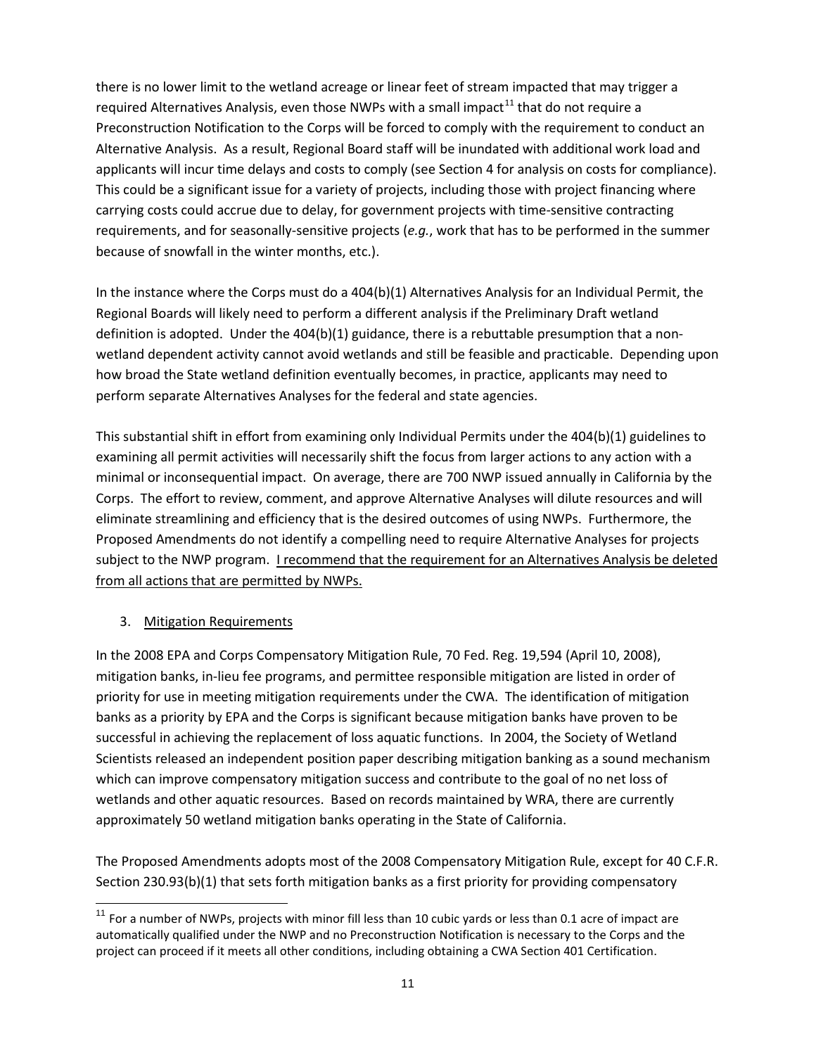there is no lower limit to the wetland acreage or linear feet of stream impacted that may trigger a required Alternatives Analysis, even those NWPs with a small impact[11] that do not require a Preconstruction Notification to the Corps will be forced to comply with the requirement to conduct an Alternative Analysis. As a result, Regional Board staff will be inundated with additional work load and applicants will incur time delays and costs to comply (see Section 4 for analysis on costs for compliance). This could be a significant issue for a variety of projects, including those with project financing where carrying costs could accrue due to delay, for government projects with time-sensitive contracting requirements, and for seasonally-sensitive projects (*e.g.*, work that has to be performed in the summer because of snowfall in the winter months, etc.).

In the instance where the Corps must do a 404(b)(1) Alternatives Analysis for an Individual Permit, the Regional Boards will likely need to perform a different analysis if the Preliminary Draft wetland definition is adopted. Under the 404(b)(1) guidance, there is a rebuttable presumption that a non-wetland dependent activity cannot avoid wetlands and still be feasible and practicable. Depending upon how broad the State wetland definition eventually becomes, in practice, applicants may need to perform separate Alternatives Analyses for the federal and state agencies.

This substantial shift in effort from examining only Individual Permits under the 404(b)(1) guidelines to examining all permit activities will necessarily shift the focus from larger actions to any action with a minimal or inconsequential impact. On average, there are 700 NWP issued annually in California by the Corps. The effort to review, comment, and approve Alternative Analyses will dilute resources and will eliminate streamlining and efficiency that is the desired outcomes of using NWPs. Furthermore, the Proposed Amendments do not identify a compelling need to require Alternative Analyses for projects subject to the NWP program. <u>I recommend that the requirement for an Alternatives Analysis be deleted from all actions that are permitted by NWPs.</u>

3. <u>Mitigation Requirements</u>

In the 2008 EPA and Corps Compensatory Mitigation Rule, 70 Fed. Reg. 19,594 (April 10, 2008), mitigation banks, in-lieu fee programs, and permittee responsible mitigation are listed in order of priority for use in meeting mitigation requirements under the CWA. The identification of mitigation banks as a priority by EPA and the Corps is significant because mitigation banks have proven to be successful in achieving the replacement of loss aquatic functions. In 2004, the Society of Wetland Scientists released an independent position paper describing mitigation banking as a sound mechanism which can improve compensatory mitigation success and contribute to the goal of no net loss of wetlands and other aquatic resources. Based on records maintained by WRA, there are currently approximately 50 wetland mitigation banks operating in the State of California.

The Proposed Amendments adopts most of the 2008 Compensatory Mitigation Rule, except for 40 C.F.R. Section 230.93(b)(1) that sets forth mitigation banks as a first priority for providing compensatory

---

[11] For a number of NWPs, projects with minor fill less than 10 cubic yards or less than 0.1 acre of impact are automatically qualified under the NWP and no Preconstruction Notification is necessary to the Corps and the project can proceed if it meets all other conditions, including obtaining a CWA Section 401 Certification.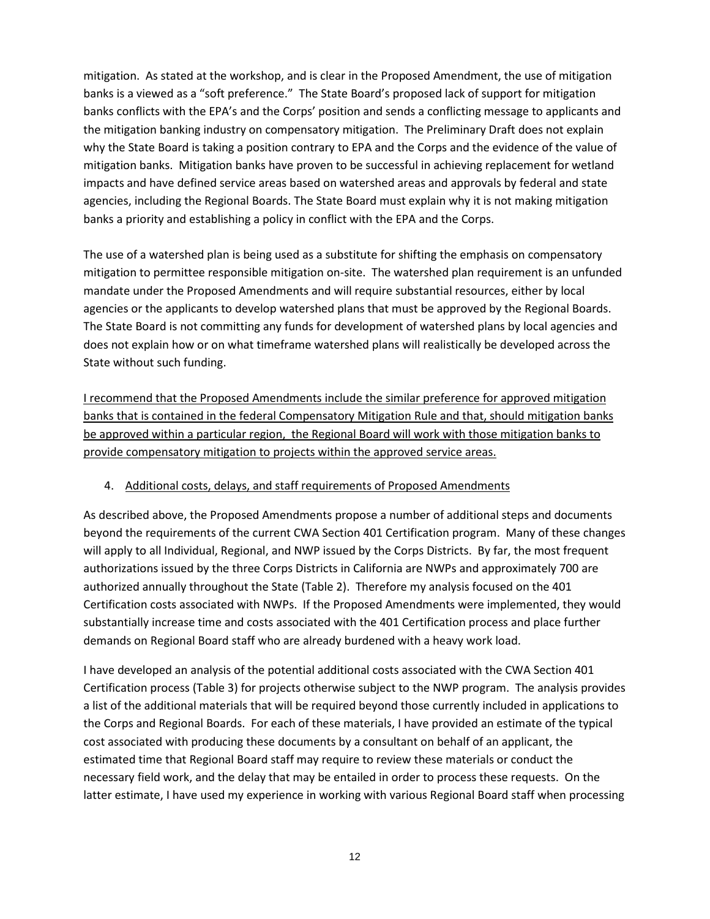mitigation. As stated at the workshop, and is clear in the Proposed Amendment, the use of mitigation banks is a viewed as a "soft preference." The State Board's proposed lack of support for mitigation banks conflicts with the EPA's and the Corps' position and sends a conflicting message to applicants and the mitigation banking industry on compensatory mitigation. The Preliminary Draft does not explain why the State Board is taking a position contrary to EPA and the Corps and the evidence of the value of mitigation banks. Mitigation banks have proven to be successful in achieving replacement for wetland impacts and have defined service areas based on watershed areas and approvals by federal and state agencies, including the Regional Boards. The State Board must explain why it is not making mitigation banks a priority and establishing a policy in conflict with the EPA and the Corps.

The use of a watershed plan is being used as a substitute for shifting the emphasis on compensatory mitigation to permittee responsible mitigation on-site. The watershed plan requirement is an unfunded mandate under the Proposed Amendments and will require substantial resources, either by local agencies or the applicants to develop watershed plans that must be approved by the Regional Boards. The State Board is not committing any funds for development of watershed plans by local agencies and does not explain how or on what timeframe watershed plans will realistically be developed across the State without such funding.

<u>I recommend that the Proposed Amendments include the similar preference for approved mitigation banks that is contained in the federal Compensatory Mitigation Rule and that, should mitigation banks be approved within a particular region, the Regional Board will work with those mitigation banks to provide compensatory mitigation to projects within the approved service areas.</u>

4. <u>Additional costs, delays, and staff requirements of Proposed Amendments</u>

As described above, the Proposed Amendments propose a number of additional steps and documents beyond the requirements of the current CWA Section 401 Certification program. Many of these changes will apply to all Individual, Regional, and NWP issued by the Corps Districts. By far, the most frequent authorizations issued by the three Corps Districts in California are NWPs and approximately 700 are authorized annually throughout the State (Table 2). Therefore my analysis focused on the 401 Certification costs associated with NWPs. If the Proposed Amendments were implemented, they would substantially increase time and costs associated with the 401 Certification process and place further demands on Regional Board staff who are already burdened with a heavy work load.

I have developed an analysis of the potential additional costs associated with the CWA Section 401 Certification process (Table 3) for projects otherwise subject to the NWP program. The analysis provides a list of the additional materials that will be required beyond those currently included in applications to the Corps and Regional Boards. For each of these materials, I have provided an estimate of the typical cost associated with producing these documents by a consultant on behalf of an applicant, the estimated time that Regional Board staff may require to review these materials or conduct the necessary field work, and the delay that may be entailed in order to process these requests. On the latter estimate, I have used my experience in working with various Regional Board staff when processing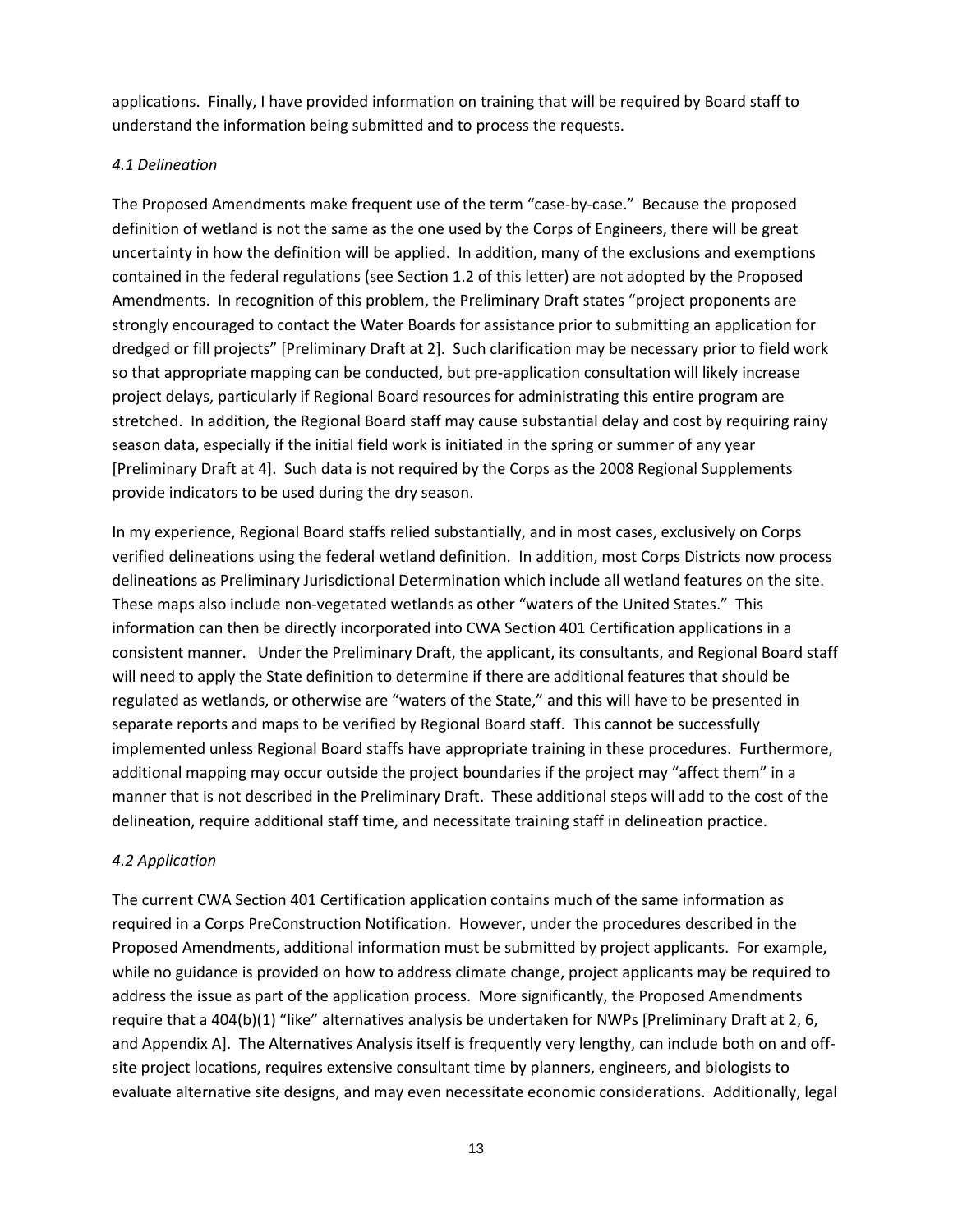applications. Finally, I have provided information on training that will be required by Board staff to understand the information being submitted and to process the requests.

### *4.1 Delineation*

The Proposed Amendments make frequent use of the term "case-by-case." Because the proposed definition of wetland is not the same as the one used by the Corps of Engineers, there will be great uncertainty in how the definition will be applied. In addition, many of the exclusions and exemptions contained in the federal regulations (see Section 1.2 of this letter) are not adopted by the Proposed Amendments. In recognition of this problem, the Preliminary Draft states "project proponents are strongly encouraged to contact the Water Boards for assistance prior to submitting an application for dredged or fill projects" [Preliminary Draft at 2]. Such clarification may be necessary prior to field work so that appropriate mapping can be conducted, but pre-application consultation will likely increase project delays, particularly if Regional Board resources for administrating this entire program are stretched. In addition, the Regional Board staff may cause substantial delay and cost by requiring rainy season data, especially if the initial field work is initiated in the spring or summer of any year [Preliminary Draft at 4]. Such data is not required by the Corps as the 2008 Regional Supplements provide indicators to be used during the dry season.

In my experience, Regional Board staffs relied substantially, and in most cases, exclusively on Corps verified delineations using the federal wetland definition. In addition, most Corps Districts now process delineations as Preliminary Jurisdictional Determination which include all wetland features on the site. These maps also include non-vegetated wetlands as other "waters of the United States." This information can then be directly incorporated into CWA Section 401 Certification applications in a consistent manner. Under the Preliminary Draft, the applicant, its consultants, and Regional Board staff will need to apply the State definition to determine if there are additional features that should be regulated as wetlands, or otherwise are "waters of the State," and this will have to be presented in separate reports and maps to be verified by Regional Board staff. This cannot be successfully implemented unless Regional Board staffs have appropriate training in these procedures. Furthermore, additional mapping may occur outside the project boundaries if the project may "affect them" in a manner that is not described in the Preliminary Draft. These additional steps will add to the cost of the delineation, require additional staff time, and necessitate training staff in delineation practice.

### *4.2 Application*

The current CWA Section 401 Certification application contains much of the same information as required in a Corps PreConstruction Notification. However, under the procedures described in the Proposed Amendments, additional information must be submitted by project applicants. For example, while no guidance is provided on how to address climate change, project applicants may be required to address the issue as part of the application process. More significantly, the Proposed Amendments require that a 404(b)(1) "like" alternatives analysis be undertaken for NWPs [Preliminary Draft at 2, 6, and Appendix A]. The Alternatives Analysis itself is frequently very lengthy, can include both on and off-site project locations, requires extensive consultant time by planners, engineers, and biologists to evaluate alternative site designs, and may even necessitate economic considerations. Additionally, legal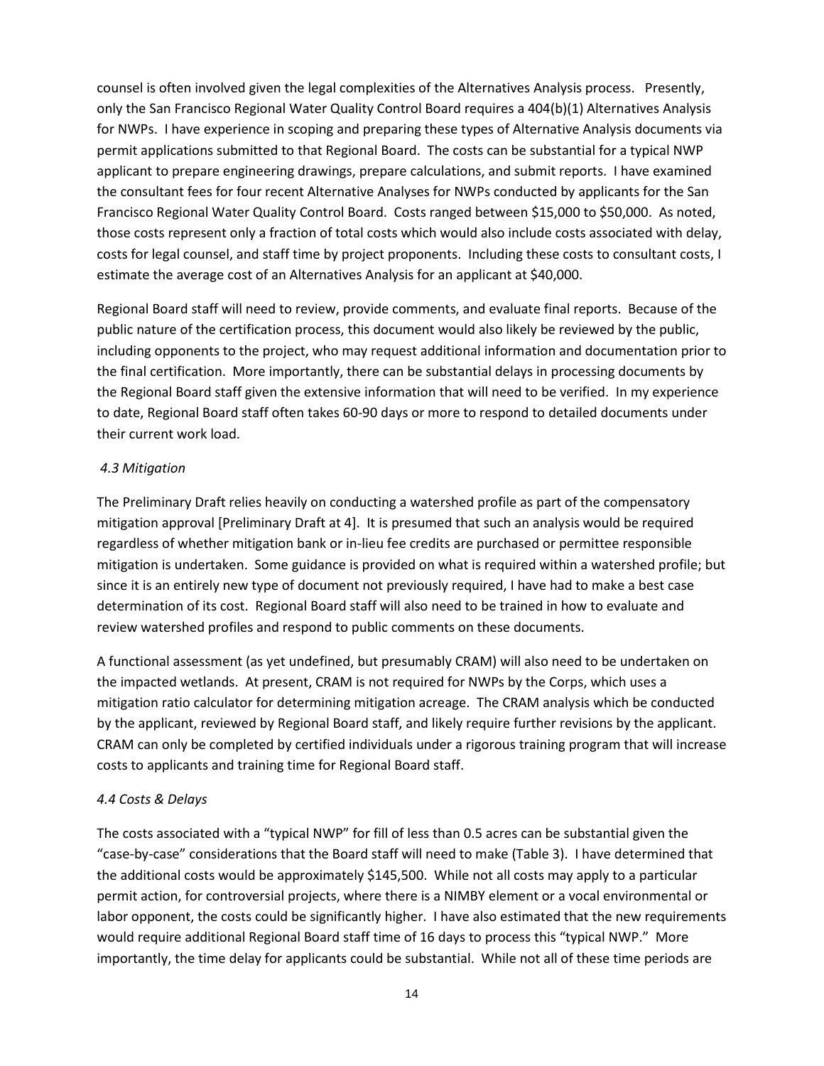counsel is often involved given the legal complexities of the Alternatives Analysis process. Presently, only the San Francisco Regional Water Quality Control Board requires a 404(b)(1) Alternatives Analysis for NWPs. I have experience in scoping and preparing these types of Alternative Analysis documents via permit applications submitted to that Regional Board. The costs can be substantial for a typical NWP applicant to prepare engineering drawings, prepare calculations, and submit reports. I have examined the consultant fees for four recent Alternative Analyses for NWPs conducted by applicants for the San Francisco Regional Water Quality Control Board. Costs ranged between $15,000 to $50,000. As noted, those costs represent only a fraction of total costs which would also include costs associated with delay, costs for legal counsel, and staff time by project proponents. Including these costs to consultant costs, I estimate the average cost of an Alternatives Analysis for an applicant at $40,000.

Regional Board staff will need to review, provide comments, and evaluate final reports. Because of the public nature of the certification process, this document would also likely be reviewed by the public, including opponents to the project, who may request additional information and documentation prior to the final certification. More importantly, there can be substantial delays in processing documents by the Regional Board staff given the extensive information that will need to be verified. In my experience to date, Regional Board staff often takes 60-90 days or more to respond to detailed documents under their current work load.

*4.3 Mitigation*

The Preliminary Draft relies heavily on conducting a watershed profile as part of the compensatory mitigation approval [Preliminary Draft at 4]. It is presumed that such an analysis would be required regardless of whether mitigation bank or in-lieu fee credits are purchased or permittee responsible mitigation is undertaken. Some guidance is provided on what is required within a watershed profile; but since it is an entirely new type of document not previously required, I have had to make a best case determination of its cost. Regional Board staff will also need to be trained in how to evaluate and review watershed profiles and respond to public comments on these documents.

A functional assessment (as yet undefined, but presumably CRAM) will also need to be undertaken on the impacted wetlands. At present, CRAM is not required for NWPs by the Corps, which uses a mitigation ratio calculator for determining mitigation acreage. The CRAM analysis which be conducted by the applicant, reviewed by Regional Board staff, and likely require further revisions by the applicant. CRAM can only be completed by certified individuals under a rigorous training program that will increase costs to applicants and training time for Regional Board staff.

*4.4 Costs & Delays*

The costs associated with a "typical NWP" for fill of less than 0.5 acres can be substantial given the "case-by-case" considerations that the Board staff will need to make (Table 3). I have determined that the additional costs would be approximately $145,500. While not all costs may apply to a particular permit action, for controversial projects, where there is a NIMBY element or a vocal environmental or labor opponent, the costs could be significantly higher. I have also estimated that the new requirements would require additional Regional Board staff time of 16 days to process this "typical NWP." More importantly, the time delay for applicants could be substantial. While not all of these time periods are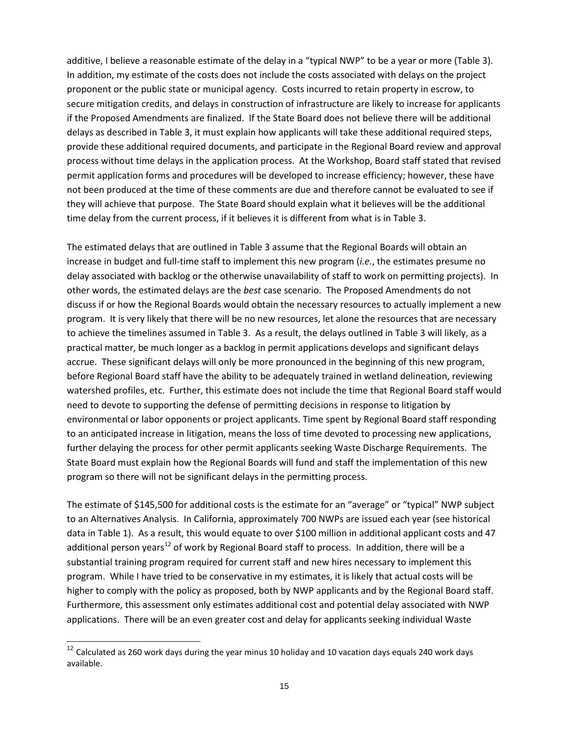additive, I believe a reasonable estimate of the delay in a "typical NWP" to be a year or more (Table 3). In addition, my estimate of the costs does not include the costs associated with delays on the project proponent or the public state or municipal agency. Costs incurred to retain property in escrow, to secure mitigation credits, and delays in construction of infrastructure are likely to increase for applicants if the Proposed Amendments are finalized. If the State Board does not believe there will be additional delays as described in Table 3, it must explain how applicants will take these additional required steps, provide these additional required documents, and participate in the Regional Board review and approval process without time delays in the application process. At the Workshop, Board staff stated that revised permit application forms and procedures will be developed to increase efficiency; however, these have not been produced at the time of these comments are due and therefore cannot be evaluated to see if they will achieve that purpose. The State Board should explain what it believes will be the additional time delay from the current process, if it believes it is different from what is in Table 3.

The estimated delays that are outlined in Table 3 assume that the Regional Boards will obtain an increase in budget and full-time staff to implement this new program (*i.e.*, the estimates presume no delay associated with backlog or the otherwise unavailability of staff to work on permitting projects). In other words, the estimated delays are the *best* case scenario. The Proposed Amendments do not discuss if or how the Regional Boards would obtain the necessary resources to actually implement a new program. It is very likely that there will be no new resources, let alone the resources that are necessary to achieve the timelines assumed in Table 3. As a result, the delays outlined in Table 3 will likely, as a practical matter, be much longer as a backlog in permit applications develops and significant delays accrue. These significant delays will only be more pronounced in the beginning of this new program, before Regional Board staff have the ability to be adequately trained in wetland delineation, reviewing watershed profiles, etc. Further, this estimate does not include the time that Regional Board staff would need to devote to supporting the defense of permitting decisions in response to litigation by environmental or labor opponents or project applicants. Time spent by Regional Board staff responding to an anticipated increase in litigation, means the loss of time devoted to processing new applications, further delaying the process for other permit applicants seeking Waste Discharge Requirements. The State Board must explain how the Regional Boards will fund and staff the implementation of this new program so there will not be significant delays in the permitting process.

The estimate of $145,500 for additional costs is the estimate for an "average" or "typical" NWP subject to an Alternatives Analysis. In California, approximately 700 NWPs are issued each year (see historical data in Table 1). As a result, this would equate to over $100 million in additional applicant costs and 47 additional person years[12] of work by Regional Board staff to process. In addition, there will be a substantial training program required for current staff and new hires necessary to implement this program. While I have tried to be conservative in my estimates, it is likely that actual costs will be higher to comply with the policy as proposed, both by NWP applicants and by the Regional Board staff. Furthermore, this assessment only estimates additional cost and potential delay associated with NWP applications. There will be an even greater cost and delay for applicants seeking individual Waste

[12] Calculated as 260 work days during the year minus 10 holiday and 10 vacation days equals 240 work days available.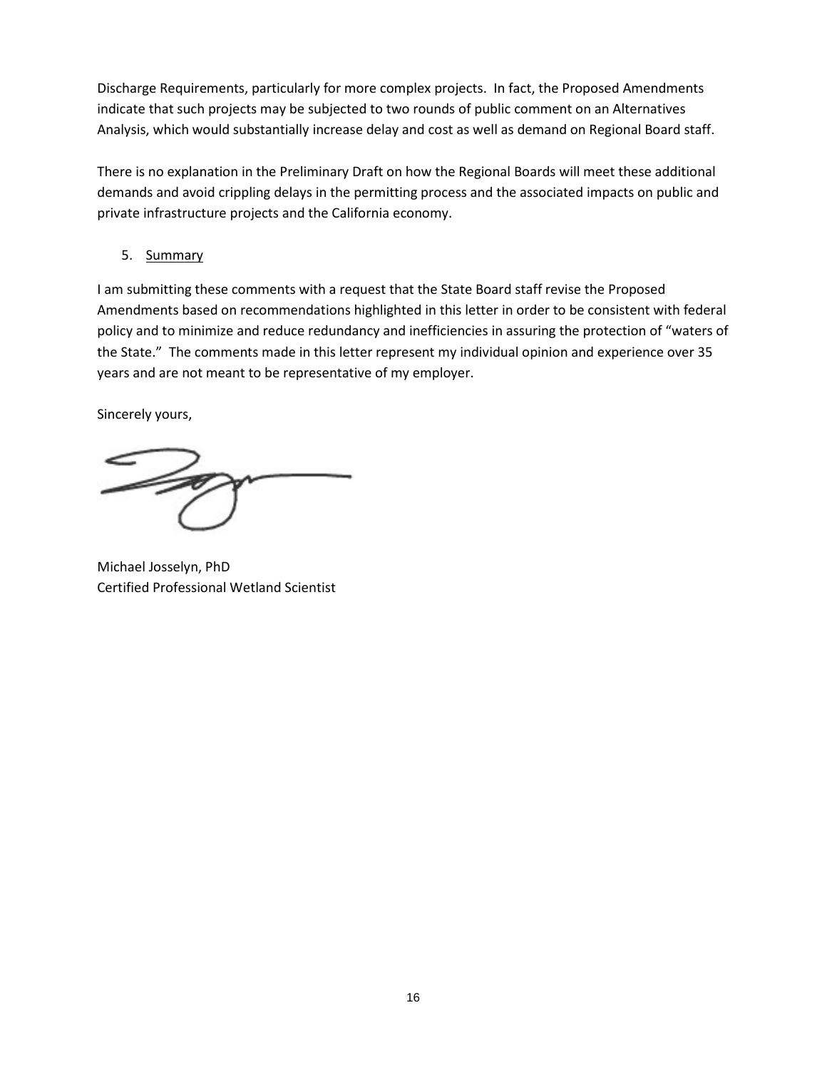Discharge Requirements, particularly for more complex projects. In fact, the Proposed Amendments indicate that such projects may be subjected to two rounds of public comment on an Alternatives Analysis, which would substantially increase delay and cost as well as demand on Regional Board staff.

There is no explanation in the Preliminary Draft on how the Regional Boards will meet these additional demands and avoid crippling delays in the permitting process and the associated impacts on public and private infrastructure projects and the California economy.

5. <u>Summary</u>

I am submitting these comments with a request that the State Board staff revise the Proposed Amendments based on recommendations highlighted in this letter in order to be consistent with federal policy and to minimize and reduce redundancy and inefficiencies in assuring the protection of "waters of the State." The comments made in this letter represent my individual opinion and experience over 35 years and are not meant to be representative of my employer.

Sincerely yours,

Michael Josselyn, PhD
Certified Professional Wetland Scientist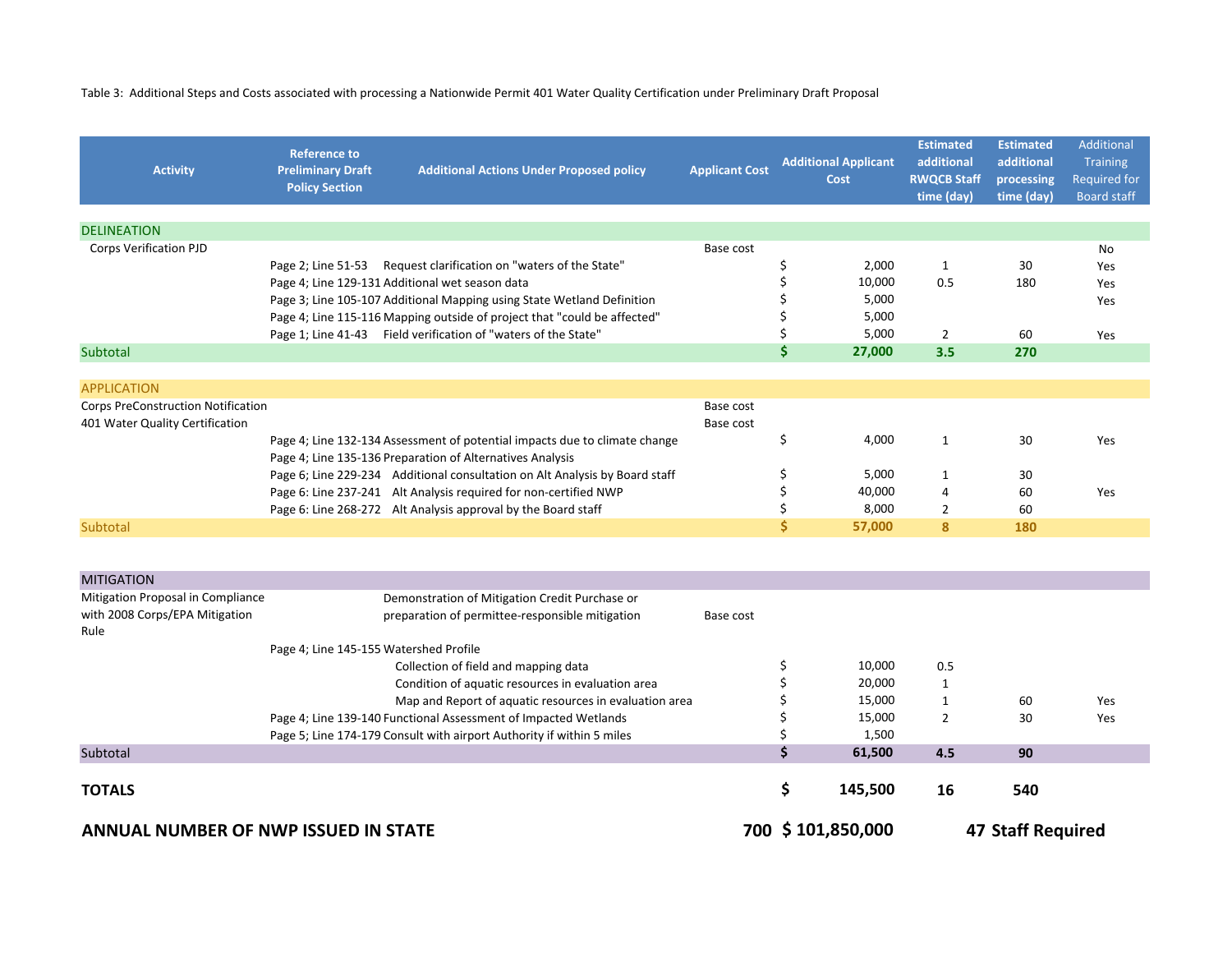Table 3: Additional Steps and Costs associated with processing a Nationwide Permit 401 Water Quality Certification under Preliminary Draft Proposal

| Activity | Reference to Preliminary Draft Policy Section | Additional Actions Under Proposed policy | Applicant Cost | Additional Applicant Cost | Estimated additional RWQCB Staff time (day) | Estimated additional processing time (day) | Additional Training Required for Board staff |
|---|---|---|---|---|---|---|---|
| DELINEATION | | | | | | | |
| Corps Verification PJD | | | Base cost | | | | No |
| | Page 2; Line 51-53 | Request clarification on "waters of the State" | | $ 2,000 | 1 | 30 | Yes |
| | Page 4; Line 129-131 | Additional wet season data | | $ 10,000 | 0.5 | 180 | Yes |
| | Page 3; Line 105-107 | Additional Mapping using State Wetland Definition | | $ 5,000 | | | Yes |
| | Page 4; Line 115-116 | Mapping outside of project that "could be affected" | | $ 5,000 | | | |
| | Page 1; Line 41-43 | Field verification of "waters of the State" | | $ 5,000 | 2 | 60 | Yes |
| Subtotal | | | | **$ 27,000** | **3.5** | **270** | |
| APPLICATION | | | | | | | |
| Corps PreConstruction Notification | | | Base cost | | | | |
| 401 Water Quality Certification | | | Base cost | | | | |
| | Page 4; Line 132-134 | Assessment of potential impacts due to climate change | | $ 4,000 | 1 | 30 | Yes |
| | Page 4; Line 135-136 | Preparation of Alternatives Analysis | | | | | |
| | Page 6; Line 229-234 | Additional consultation on Alt Analysis by Board staff | | $ 5,000 | 1 | 30 | |
| | Page 6: Line 237-241 | Alt Analysis required for non-certified NWP | | $ 40,000 | 4 | 60 | Yes |
| | Page 6: Line 268-272 | Alt Analysis approval by the Board staff | | $ 8,000 | 2 | 60 | |
| Subtotal | | | | **$ 57,000** | **8** | **180** | |
| MITIGATION | | | | | | | |
| Mitigation Proposal in Compliance with 2008 Corps/EPA Mitigation Rule | | Demonstration of Mitigation Credit Purchase or preparation of permittee-responsible mitigation | Base cost | | | | |
| | Page 4; Line 145-155 | Watershed Profile | | | | | |
| | | Collection of field and mapping data | | $ 10,000 | 0.5 | | |
| | | Condition of aquatic resources in evaluation area | | $ 20,000 | 1 | | |
| | | Map and Report of aquatic resources in evaluation area | | $ 15,000 | 1 | 60 | Yes |
| | Page 4; Line 139-140 | Functional Assessment of Impacted Wetlands | | $ 15,000 | 2 | 30 | Yes |
| | Page 5; Line 174-179 | Consult with airport Authority if within 5 miles | | $ 1,500 | | | |
| Subtotal | | | | **$ 61,500** | **4.5** | **90** | |
| **TOTALS** | | | | **$ 145,500** | **16** | **540** | |
| **ANNUAL NUMBER OF NWP ISSUED IN STATE** | | | **700** | **$ 101,850,000** | | **47 Staff Required** | |